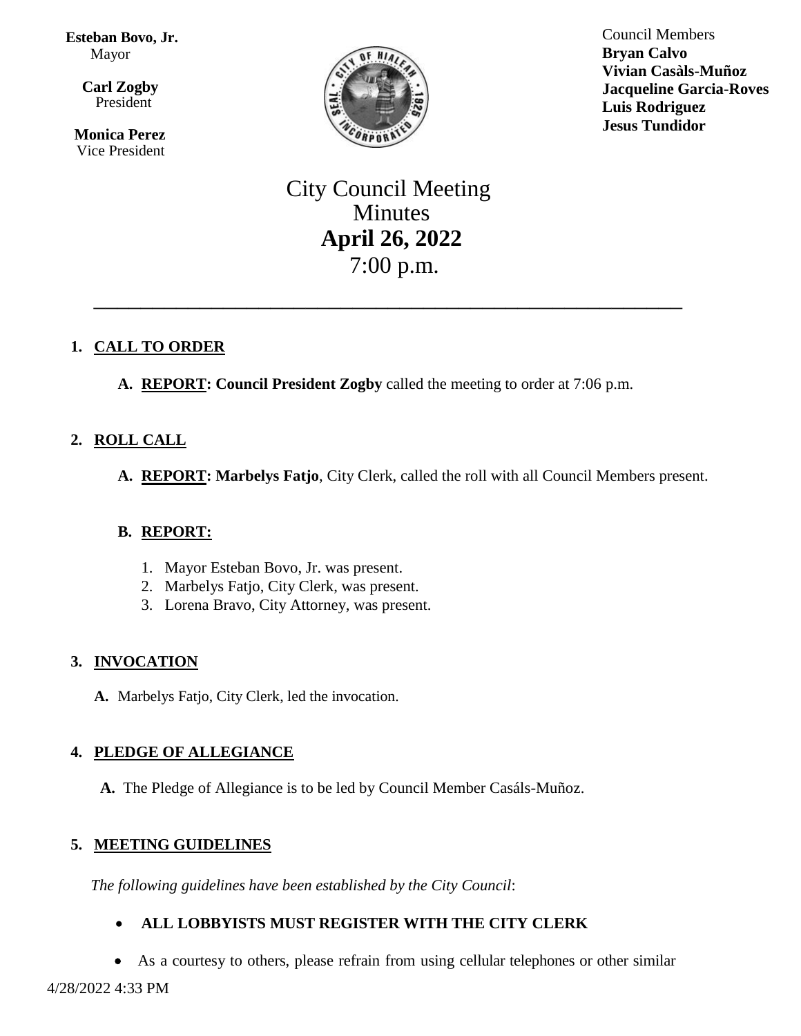**Esteban Bovo, Jr.**
Mayor

**Carl Zogby**
President

**Monica Perez**
Vice President

Council Members
**Bryan Calvo**
**Vivian Casàls-Muñoz**
**Jacqueline Garcia-Roves**
**Luis Rodriguez**
**Jesus Tundidor**

# City Council Meeting Minutes
## April 26, 2022
7:00 p.m.

---

1. **CALL TO ORDER**

   A. **REPORT: Council President Zogby** called the meeting to order at 7:06 p.m.

2. **ROLL CALL**

   A. **REPORT: Marbelys Fatjo**, City Clerk, called the roll with all Council Members present.

   B. **REPORT:**

      1. Mayor Esteban Bovo, Jr. was present.
      2. Marbelys Fatjo, City Clerk, was present.
      3. Lorena Bravo, City Attorney, was present.

3. **INVOCATION**

   A. Marbelys Fatjo, City Clerk, led the invocation.

4. **PLEDGE OF ALLEGIANCE**

   A. The Pledge of Allegiance is to be led by Council Member Casáls-Muñoz.

5. **MEETING GUIDELINES**

   *The following guidelines have been established by the City Council*:

   - **ALL LOBBYISTS MUST REGISTER WITH THE CITY CLERK**
   - As a courtesy to others, please refrain from using cellular telephones or other similar

4/28/2022 4:33 PM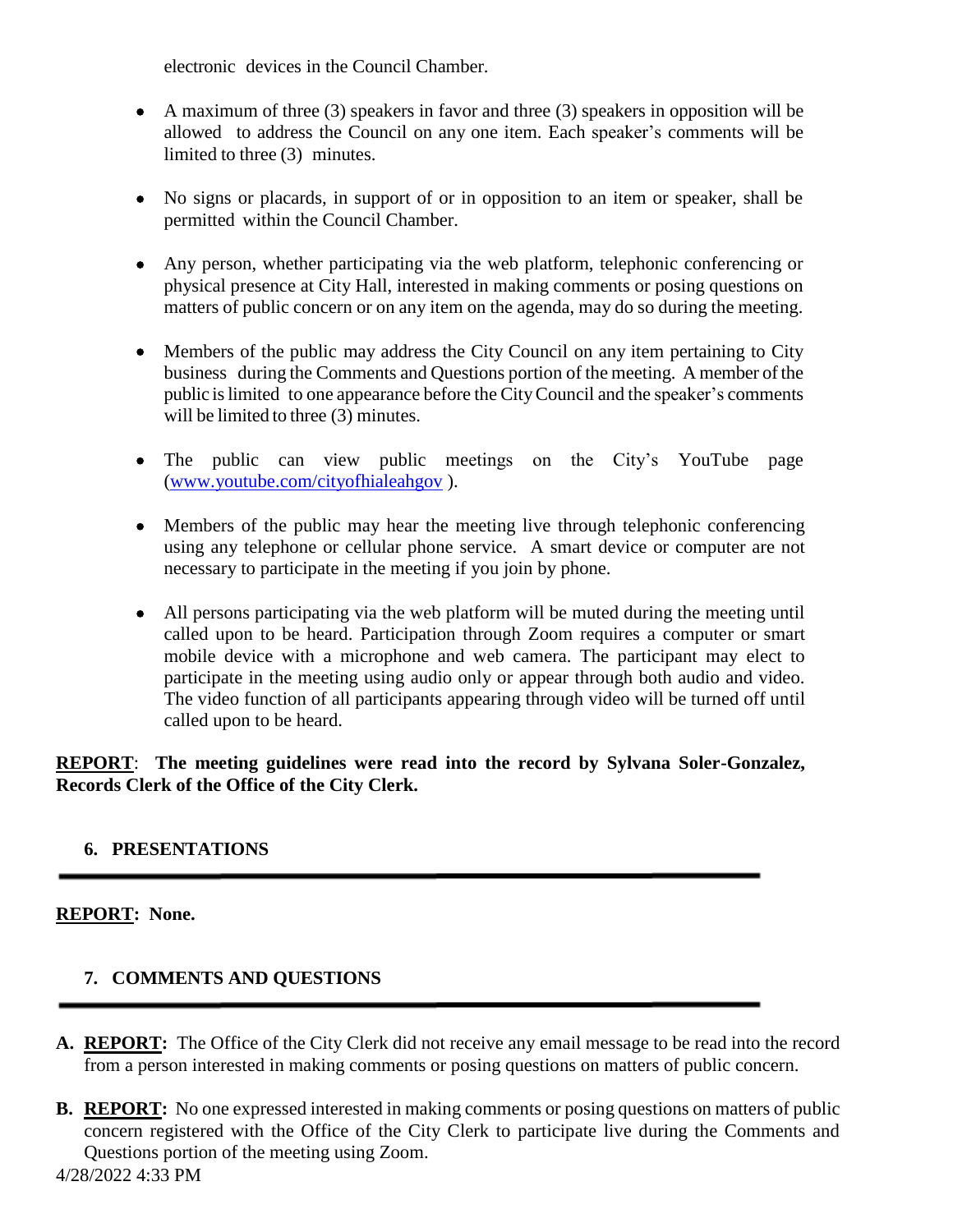electronic devices in the Council Chamber.

- A maximum of three (3) speakers in favor and three (3) speakers in opposition will be allowed to address the Council on any one item. Each speaker's comments will be limited to three (3) minutes.

- No signs or placards, in support of or in opposition to an item or speaker, shall be permitted within the Council Chamber.

- Any person, whether participating via the web platform, telephonic conferencing or physical presence at City Hall, interested in making comments or posing questions on matters of public concern or on any item on the agenda, may do so during the meeting.

- Members of the public may address the City Council on any item pertaining to City business during the Comments and Questions portion of the meeting. A member of the public is limited to one appearance before the City Council and the speaker's comments will be limited to three (3) minutes.

- The public can view public meetings on the City's YouTube page (www.youtube.com/cityofhialeahgov ).

- Members of the public may hear the meeting live through telephonic conferencing using any telephone or cellular phone service. A smart device or computer are not necessary to participate in the meeting if you join by phone.

- All persons participating via the web platform will be muted during the meeting until called upon to be heard. Participation through Zoom requires a computer or smart mobile device with a microphone and web camera. The participant may elect to participate in the meeting using audio only or appear through both audio and video. The video function of all participants appearing through video will be turned off until called upon to be heard.

**REPORT**: **The meeting guidelines were read into the record by Sylvana Soler-Gonzalez, Records Clerk of the Office of the City Clerk.**

## 6. PRESENTATIONS

**REPORT: None.**

## 7. COMMENTS AND QUESTIONS

**A. REPORT:** The Office of the City Clerk did not receive any email message to be read into the record from a person interested in making comments or posing questions on matters of public concern.

**B. REPORT:** No one expressed interested in making comments or posing questions on matters of public concern registered with the Office of the City Clerk to participate live during the Comments and Questions portion of the meeting using Zoom.

4/28/2022 4:33 PM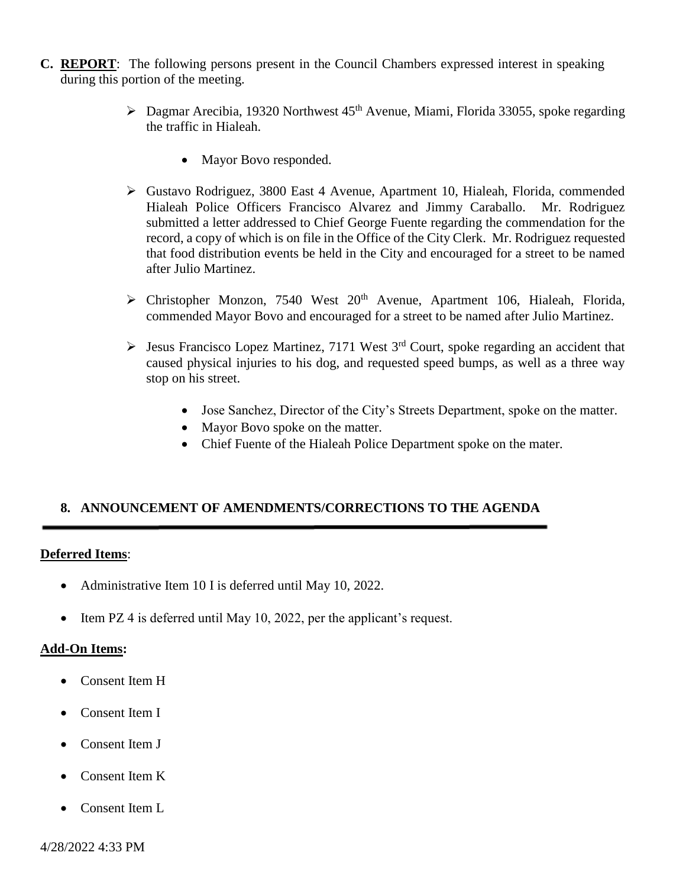**C. REPORT**: The following persons present in the Council Chambers expressed interest in speaking during this portion of the meeting.

- Dagmar Arecibia, 19320 Northwest 45th Avenue, Miami, Florida 33055, spoke regarding the traffic in Hialeah.
  - Mayor Bovo responded.
- Gustavo Rodriguez, 3800 East 4 Avenue, Apartment 10, Hialeah, Florida, commended Hialeah Police Officers Francisco Alvarez and Jimmy Caraballo. Mr. Rodriguez submitted a letter addressed to Chief George Fuente regarding the commendation for the record, a copy of which is on file in the Office of the City Clerk. Mr. Rodriguez requested that food distribution events be held in the City and encouraged for a street to be named after Julio Martinez.
- Christopher Monzon, 7540 West 20th Avenue, Apartment 106, Hialeah, Florida, commended Mayor Bovo and encouraged for a street to be named after Julio Martinez.
- Jesus Francisco Lopez Martinez, 7171 West 3rd Court, spoke regarding an accident that caused physical injuries to his dog, and requested speed bumps, as well as a three way stop on his street.
  - Jose Sanchez, Director of the City's Streets Department, spoke on the matter.
  - Mayor Bovo spoke on the matter.
  - Chief Fuente of the Hialeah Police Department spoke on the mater.

## 8. ANNOUNCEMENT OF AMENDMENTS/CORRECTIONS TO THE AGENDA

**Deferred Items**:

- Administrative Item 10 I is deferred until May 10, 2022.
- Item PZ 4 is deferred until May 10, 2022, per the applicant's request.

**Add-On Items:**

- Consent Item H
- Consent Item I
- Consent Item J
- Consent Item K
- Consent Item L

4/28/2022 4:33 PM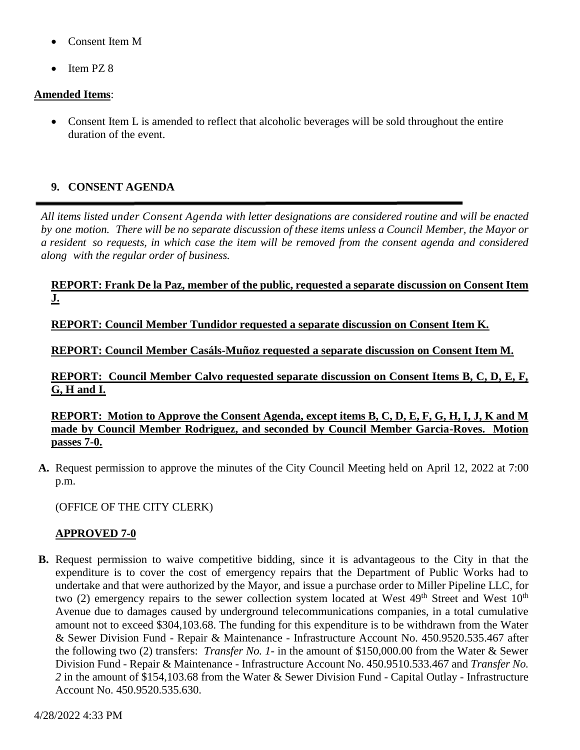- Consent Item M
- Item PZ 8

**Amended Items**:

- Consent Item L is amended to reflect that alcoholic beverages will be sold throughout the entire duration of the event.

## 9. CONSENT AGENDA

*All items listed under Consent Agenda with letter designations are considered routine and will be enacted by one motion. There will be no separate discussion of these items unless a Council Member, the Mayor or a resident so requests, in which case the item will be removed from the consent agenda and considered along with the regular order of business.*

**REPORT: Frank De la Paz, member of the public, requested a separate discussion on Consent Item J.**

**REPORT: Council Member Tundidor requested a separate discussion on Consent Item K.**

**REPORT: Council Member Casáls-Muñoz requested a separate discussion on Consent Item M.**

**REPORT: Council Member Calvo requested separate discussion on Consent Items B, C, D, E, F, G, H and I.**

**REPORT: Motion to Approve the Consent Agenda, except items B, C, D, E, F, G, H, I, J, K and M made by Council Member Rodriguez, and seconded by Council Member Garcia-Roves. Motion passes 7-0.**

**A.** Request permission to approve the minutes of the City Council Meeting held on April 12, 2022 at 7:00 p.m.

(OFFICE OF THE CITY CLERK)

**APPROVED 7-0**

**B.** Request permission to waive competitive bidding, since it is advantageous to the City in that the expenditure is to cover the cost of emergency repairs that the Department of Public Works had to undertake and that were authorized by the Mayor, and issue a purchase order to Miller Pipeline LLC, for two (2) emergency repairs to the sewer collection system located at West 49th Street and West 10th Avenue due to damages caused by underground telecommunications companies, in a total cumulative amount not to exceed $304,103.68. The funding for this expenditure is to be withdrawn from the Water & Sewer Division Fund - Repair & Maintenance - Infrastructure Account No. 450.9520.535.467 after the following two (2) transfers: *Transfer No. 1*- in the amount of $150,000.00 from the Water & Sewer Division Fund - Repair & Maintenance - Infrastructure Account No. 450.9510.533.467 and *Transfer No. 2* in the amount of $154,103.68 from the Water & Sewer Division Fund - Capital Outlay - Infrastructure Account No. 450.9520.535.630.

4/28/2022 4:33 PM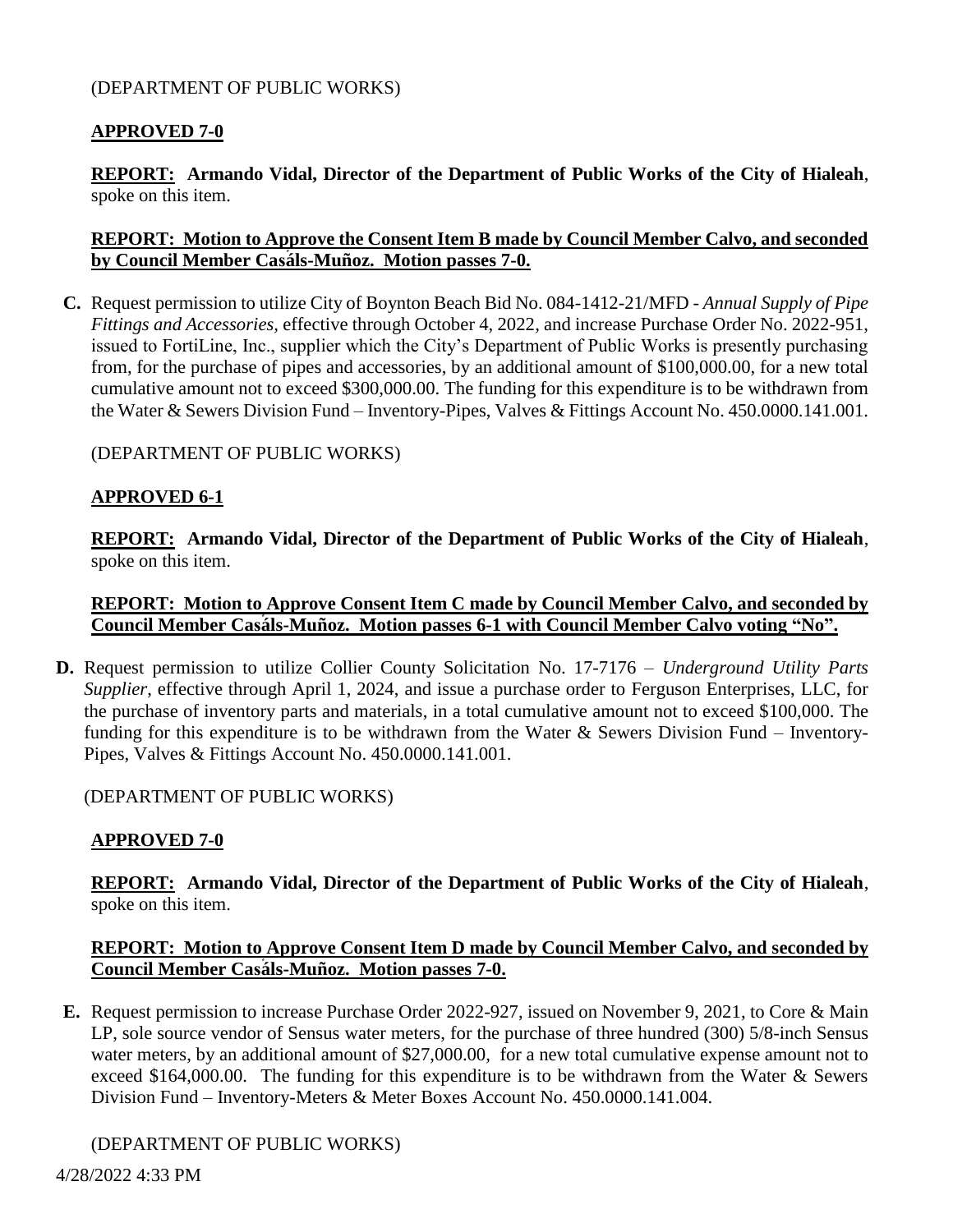(DEPARTMENT OF PUBLIC WORKS)

**APPROVED 7-0**

**REPORT: Armando Vidal, Director of the Department of Public Works of the City of Hialeah**, spoke on this item.

**REPORT: Motion to Approve the Consent Item B made by Council Member Calvo, and seconded by Council Member Casáls-Muñoz. Motion passes 7-0.**

**C.** Request permission to utilize City of Boynton Beach Bid No. 084-1412-21/MFD - *Annual Supply of Pipe Fittings and Accessories*, effective through October 4, 2022, and increase Purchase Order No. 2022-951, issued to FortiLine, Inc., supplier which the City's Department of Public Works is presently purchasing from, for the purchase of pipes and accessories, by an additional amount of $100,000.00, for a new total cumulative amount not to exceed $300,000.00. The funding for this expenditure is to be withdrawn from the Water & Sewers Division Fund – Inventory-Pipes, Valves & Fittings Account No. 450.0000.141.001.

(DEPARTMENT OF PUBLIC WORKS)

**APPROVED 6-1**

**REPORT: Armando Vidal, Director of the Department of Public Works of the City of Hialeah**, spoke on this item.

**REPORT: Motion to Approve Consent Item C made by Council Member Calvo, and seconded by Council Member Casáls-Muñoz. Motion passes 6-1 with Council Member Calvo voting "No".**

**D.** Request permission to utilize Collier County Solicitation No. 17-7176 – *Underground Utility Parts Supplier*, effective through April 1, 2024, and issue a purchase order to Ferguson Enterprises, LLC, for the purchase of inventory parts and materials, in a total cumulative amount not to exceed $100,000. The funding for this expenditure is to be withdrawn from the Water & Sewers Division Fund – Inventory-Pipes, Valves & Fittings Account No. 450.0000.141.001.

(DEPARTMENT OF PUBLIC WORKS)

**APPROVED 7-0**

**REPORT: Armando Vidal, Director of the Department of Public Works of the City of Hialeah**, spoke on this item.

**REPORT: Motion to Approve Consent Item D made by Council Member Calvo, and seconded by Council Member Casáls-Muñoz. Motion passes 7-0.**

**E.** Request permission to increase Purchase Order 2022-927, issued on November 9, 2021, to Core & Main LP, sole source vendor of Sensus water meters, for the purchase of three hundred (300) 5/8-inch Sensus water meters, by an additional amount of $27,000.00, for a new total cumulative expense amount not to exceed $164,000.00. The funding for this expenditure is to be withdrawn from the Water & Sewers Division Fund – Inventory-Meters & Meter Boxes Account No. 450.0000.141.004.

(DEPARTMENT OF PUBLIC WORKS)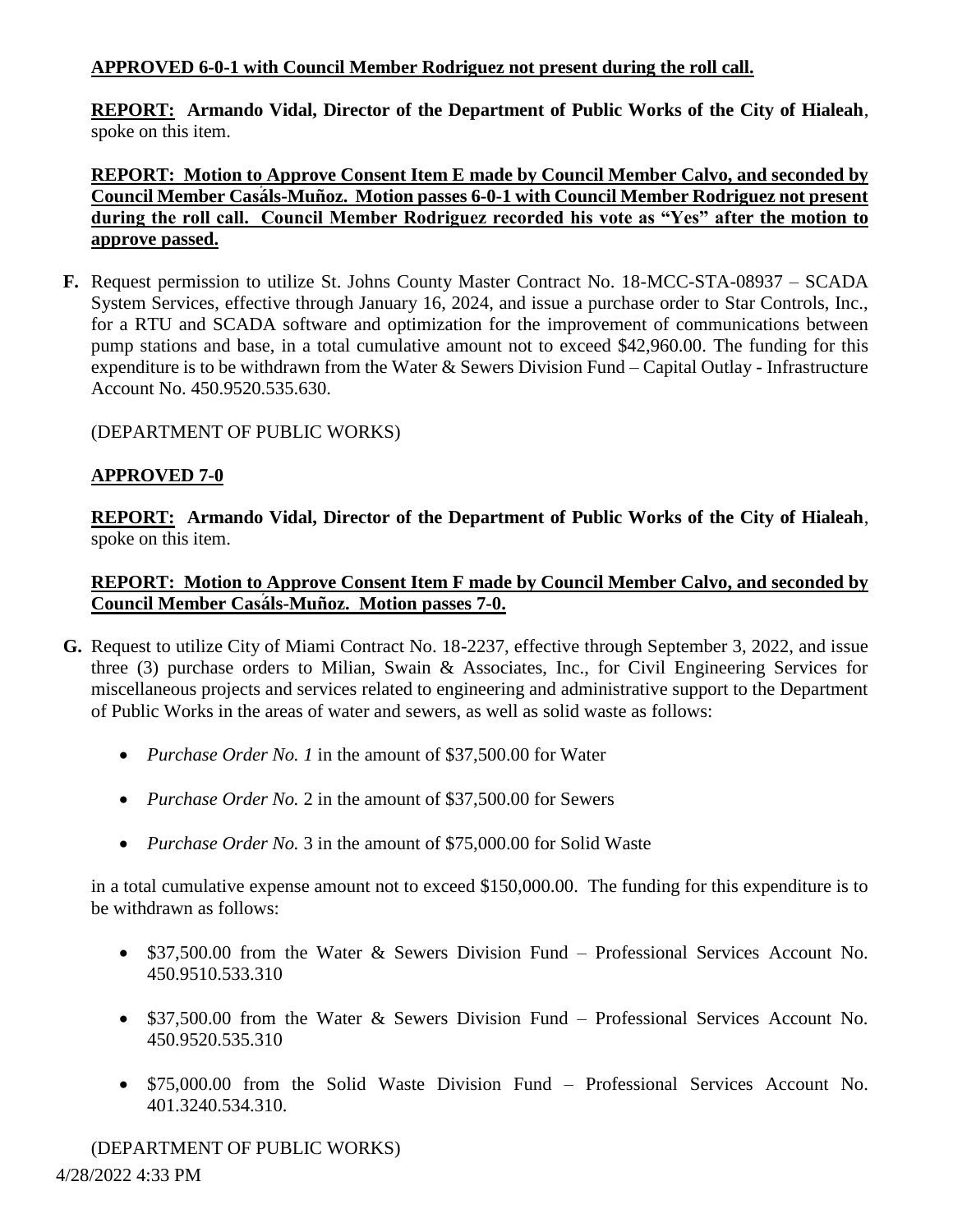**APPROVED 6-0-1 with Council Member Rodriguez not present during the roll call.**

**REPORT: Armando Vidal, Director of the Department of Public Works of the City of Hialeah**, spoke on this item.

**REPORT: Motion to Approve Consent Item E made by Council Member Calvo, and seconded by Council Member Casáls-Muñoz. Motion passes 6-0-1 with Council Member Rodriguez not present during the roll call. Council Member Rodriguez recorded his vote as "Yes" after the motion to approve passed.**

**F.** Request permission to utilize St. Johns County Master Contract No. 18-MCC-STA-08937 – SCADA System Services, effective through January 16, 2024, and issue a purchase order to Star Controls, Inc., for a RTU and SCADA software and optimization for the improvement of communications between pump stations and base, in a total cumulative amount not to exceed $42,960.00. The funding for this expenditure is to be withdrawn from the Water & Sewers Division Fund – Capital Outlay - Infrastructure Account No. 450.9520.535.630.

(DEPARTMENT OF PUBLIC WORKS)

**APPROVED 7-0**

**REPORT: Armando Vidal, Director of the Department of Public Works of the City of Hialeah**, spoke on this item.

**REPORT: Motion to Approve Consent Item F made by Council Member Calvo, and seconded by Council Member Casáls-Muñoz. Motion passes 7-0.**

**G.** Request to utilize City of Miami Contract No. 18-2237, effective through September 3, 2022, and issue three (3) purchase orders to Milian, Swain & Associates, Inc., for Civil Engineering Services for miscellaneous projects and services related to engineering and administrative support to the Department of Public Works in the areas of water and sewers, as well as solid waste as follows:

- *Purchase Order No. 1* in the amount of $37,500.00 for Water
- *Purchase Order No.* 2 in the amount of $37,500.00 for Sewers
- *Purchase Order No.* 3 in the amount of $75,000.00 for Solid Waste

in a total cumulative expense amount not to exceed $150,000.00. The funding for this expenditure is to be withdrawn as follows:

- $37,500.00 from the Water & Sewers Division Fund – Professional Services Account No. 450.9510.533.310
- $37,500.00 from the Water & Sewers Division Fund – Professional Services Account No. 450.9520.535.310
- $75,000.00 from the Solid Waste Division Fund – Professional Services Account No. 401.3240.534.310.

(DEPARTMENT OF PUBLIC WORKS)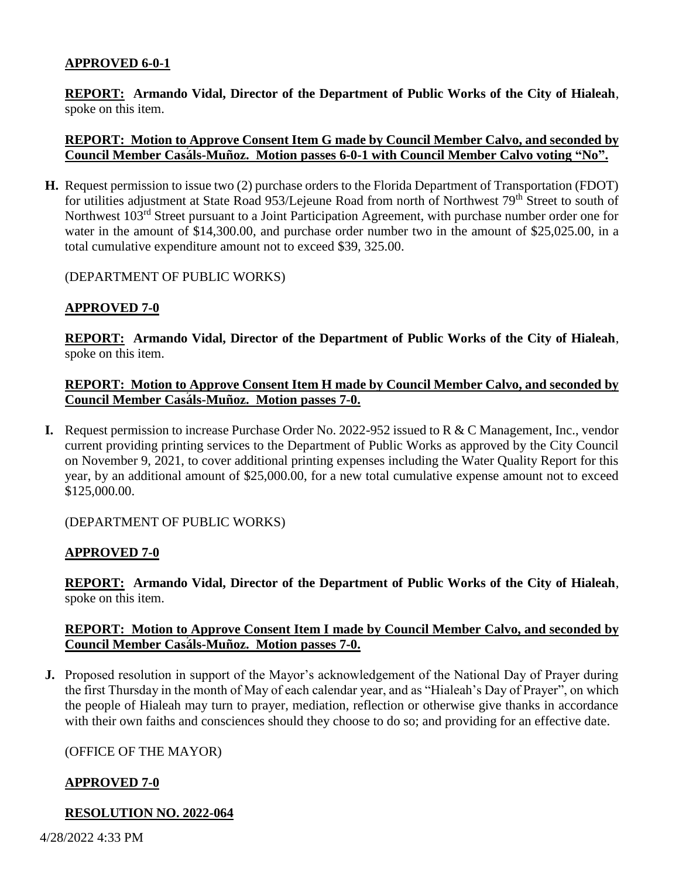**APPROVED 6-0-1**

**REPORT: Armando Vidal, Director of the Department of Public Works of the City of Hialeah**, spoke on this item.

**REPORT: Motion to Approve Consent Item G made by Council Member Calvo, and seconded by Council Member Casáls-Muñoz. Motion passes 6-0-1 with Council Member Calvo voting "No".**

**H.** Request permission to issue two (2) purchase orders to the Florida Department of Transportation (FDOT) for utilities adjustment at State Road 953/Lejeune Road from north of Northwest 79th Street to south of Northwest 103rd Street pursuant to a Joint Participation Agreement, with purchase number order one for water in the amount of $14,300.00, and purchase order number two in the amount of $25,025.00, in a total cumulative expenditure amount not to exceed $39, 325.00.

(DEPARTMENT OF PUBLIC WORKS)

**APPROVED 7-0**

**REPORT: Armando Vidal, Director of the Department of Public Works of the City of Hialeah**, spoke on this item.

**REPORT: Motion to Approve Consent Item H made by Council Member Calvo, and seconded by Council Member Casáls-Muñoz. Motion passes 7-0.**

**I.** Request permission to increase Purchase Order No. 2022-952 issued to R & C Management, Inc., vendor current providing printing services to the Department of Public Works as approved by the City Council on November 9, 2021, to cover additional printing expenses including the Water Quality Report for this year, by an additional amount of $25,000.00, for a new total cumulative expense amount not to exceed $125,000.00.

(DEPARTMENT OF PUBLIC WORKS)

**APPROVED 7-0**

**REPORT: Armando Vidal, Director of the Department of Public Works of the City of Hialeah**, spoke on this item.

**REPORT: Motion to Approve Consent Item I made by Council Member Calvo, and seconded by Council Member Casáls-Muñoz. Motion passes 7-0.**

**J.** Proposed resolution in support of the Mayor's acknowledgement of the National Day of Prayer during the first Thursday in the month of May of each calendar year, and as "Hialeah's Day of Prayer", on which the people of Hialeah may turn to prayer, mediation, reflection or otherwise give thanks in accordance with their own faiths and consciences should they choose to do so; and providing for an effective date.

(OFFICE OF THE MAYOR)

**APPROVED 7-0**

**RESOLUTION NO. 2022-064**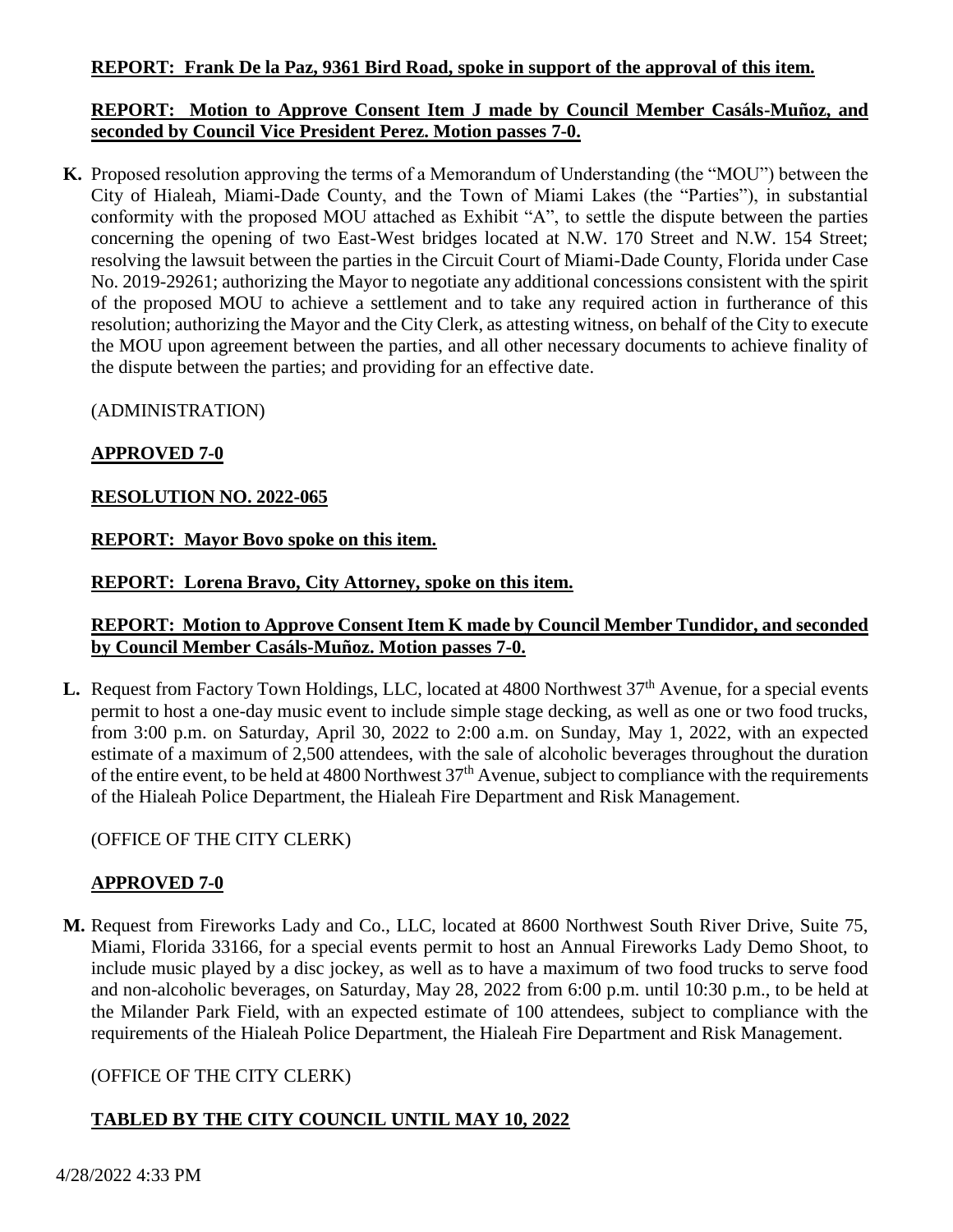**REPORT: Frank De la Paz, 9361 Bird Road, spoke in support of the approval of this item.**

**REPORT: Motion to Approve Consent Item J made by Council Member Casáls-Muñoz, and seconded by Council Vice President Perez. Motion passes 7-0.**

**K.** Proposed resolution approving the terms of a Memorandum of Understanding (the "MOU") between the City of Hialeah, Miami-Dade County, and the Town of Miami Lakes (the "Parties"), in substantial conformity with the proposed MOU attached as Exhibit "A", to settle the dispute between the parties concerning the opening of two East-West bridges located at N.W. 170 Street and N.W. 154 Street; resolving the lawsuit between the parties in the Circuit Court of Miami-Dade County, Florida under Case No. 2019-29261; authorizing the Mayor to negotiate any additional concessions consistent with the spirit of the proposed MOU to achieve a settlement and to take any required action in furtherance of this resolution; authorizing the Mayor and the City Clerk, as attesting witness, on behalf of the City to execute the MOU upon agreement between the parties, and all other necessary documents to achieve finality of the dispute between the parties; and providing for an effective date.

(ADMINISTRATION)

**APPROVED 7-0**

**RESOLUTION NO. 2022-065**

**REPORT: Mayor Bovo spoke on this item.**

**REPORT: Lorena Bravo, City Attorney, spoke on this item.**

**REPORT: Motion to Approve Consent Item K made by Council Member Tundidor, and seconded by Council Member Casáls-Muñoz. Motion passes 7-0.**

**L.** Request from Factory Town Holdings, LLC, located at 4800 Northwest 37th Avenue, for a special events permit to host a one-day music event to include simple stage decking, as well as one or two food trucks, from 3:00 p.m. on Saturday, April 30, 2022 to 2:00 a.m. on Sunday, May 1, 2022, with an expected estimate of a maximum of 2,500 attendees, with the sale of alcoholic beverages throughout the duration of the entire event, to be held at 4800 Northwest 37th Avenue, subject to compliance with the requirements of the Hialeah Police Department, the Hialeah Fire Department and Risk Management.

(OFFICE OF THE CITY CLERK)

**APPROVED 7-0**

**M.** Request from Fireworks Lady and Co., LLC, located at 8600 Northwest South River Drive, Suite 75, Miami, Florida 33166, for a special events permit to host an Annual Fireworks Lady Demo Shoot, to include music played by a disc jockey, as well as to have a maximum of two food trucks to serve food and non-alcoholic beverages, on Saturday, May 28, 2022 from 6:00 p.m. until 10:30 p.m., to be held at the Milander Park Field, with an expected estimate of 100 attendees, subject to compliance with the requirements of the Hialeah Police Department, the Hialeah Fire Department and Risk Management.

(OFFICE OF THE CITY CLERK)

**TABLED BY THE CITY COUNCIL UNTIL MAY 10, 2022**

4/28/2022 4:33 PM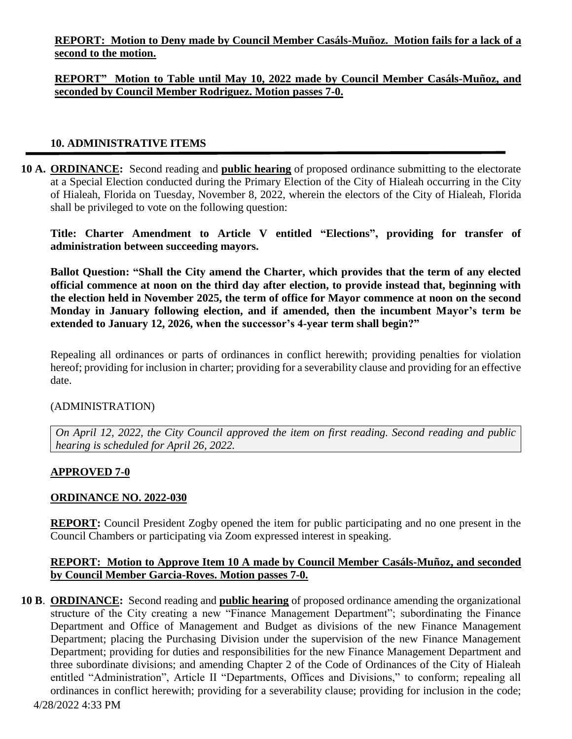**REPORT: Motion to Deny made by Council Member Casáls-Muñoz. Motion fails for a lack of a second to the motion.**

**REPORT" Motion to Table until May 10, 2022 made by Council Member Casáls-Muñoz, and seconded by Council Member Rodriguez. Motion passes 7-0.**

## 10. ADMINISTRATIVE ITEMS

**10 A. ORDINANCE:** Second reading and **public hearing** of proposed ordinance submitting to the electorate at a Special Election conducted during the Primary Election of the City of Hialeah occurring in the City of Hialeah, Florida on Tuesday, November 8, 2022, wherein the electors of the City of Hialeah, Florida shall be privileged to vote on the following question:

**Title: Charter Amendment to Article V entitled "Elections", providing for transfer of administration between succeeding mayors.**

**Ballot Question: "Shall the City amend the Charter, which provides that the term of any elected official commence at noon on the third day after election, to provide instead that, beginning with the election held in November 2025, the term of office for Mayor commence at noon on the second Monday in January following election, and if amended, then the incumbent Mayor's term be extended to January 12, 2026, when the successor's 4-year term shall begin?"**

Repealing all ordinances or parts of ordinances in conflict herewith; providing penalties for violation hereof; providing for inclusion in charter; providing for a severability clause and providing for an effective date.

(ADMINISTRATION)

*On April 12, 2022, the City Council approved the item on first reading. Second reading and public hearing is scheduled for April 26, 2022.*

**APPROVED 7-0**

**ORDINANCE NO. 2022-030**

**REPORT:** Council President Zogby opened the item for public participating and no one present in the Council Chambers or participating via Zoom expressed interest in speaking.

**REPORT: Motion to Approve Item 10 A made by Council Member Casáls-Muñoz, and seconded by Council Member Garcia-Roves. Motion passes 7-0.**

**10 B. ORDINANCE:** Second reading and **public hearing** of proposed ordinance amending the organizational structure of the City creating a new "Finance Management Department"; subordinating the Finance Department and Office of Management and Budget as divisions of the new Finance Management Department; placing the Purchasing Division under the supervision of the new Finance Management Department; providing for duties and responsibilities for the new Finance Management Department and three subordinate divisions; and amending Chapter 2 of the Code of Ordinances of the City of Hialeah entitled "Administration", Article II "Departments, Offices and Divisions," to conform; repealing all ordinances in conflict herewith; providing for a severability clause; providing for inclusion in the code;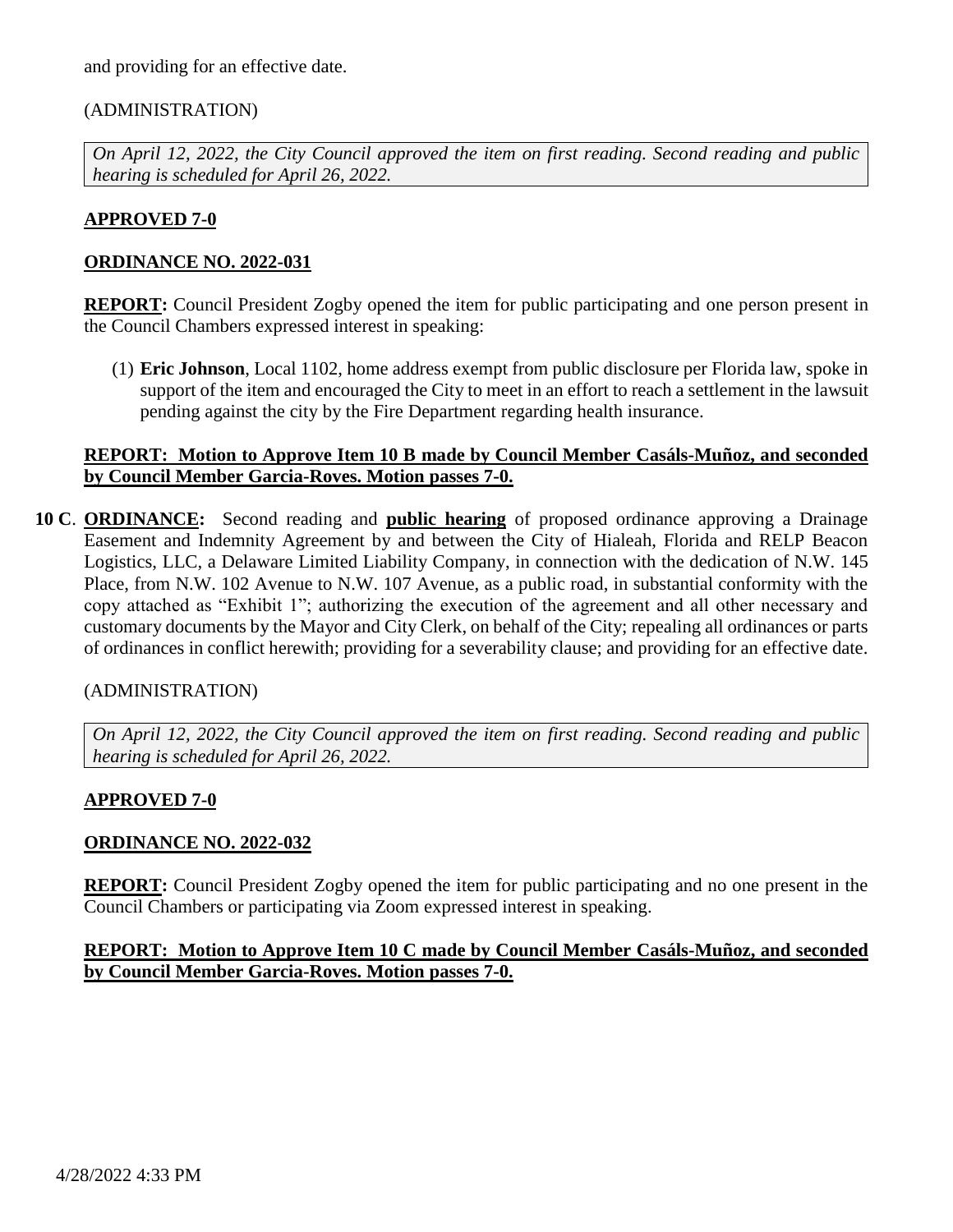and providing for an effective date.

(ADMINISTRATION)

*On April 12, 2022, the City Council approved the item on first reading. Second reading and public hearing is scheduled for April 26, 2022.*

**APPROVED 7-0**

**ORDINANCE NO. 2022-031**

**REPORT:** Council President Zogby opened the item for public participating and one person present in the Council Chambers expressed interest in speaking:

(1) **Eric Johnson**, Local 1102, home address exempt from public disclosure per Florida law, spoke in support of the item and encouraged the City to meet in an effort to reach a settlement in the lawsuit pending against the city by the Fire Department regarding health insurance.

**REPORT: Motion to Approve Item 10 B made by Council Member Casáls-Muñoz, and seconded by Council Member Garcia-Roves. Motion passes 7-0.**

**10 C**. **ORDINANCE:** Second reading and **public hearing** of proposed ordinance approving a Drainage Easement and Indemnity Agreement by and between the City of Hialeah, Florida and RELP Beacon Logistics, LLC, a Delaware Limited Liability Company, in connection with the dedication of N.W. 145 Place, from N.W. 102 Avenue to N.W. 107 Avenue, as a public road, in substantial conformity with the copy attached as "Exhibit 1"; authorizing the execution of the agreement and all other necessary and customary documents by the Mayor and City Clerk, on behalf of the City; repealing all ordinances or parts of ordinances in conflict herewith; providing for a severability clause; and providing for an effective date.

(ADMINISTRATION)

*On April 12, 2022, the City Council approved the item on first reading. Second reading and public hearing is scheduled for April 26, 2022.*

**APPROVED 7-0**

**ORDINANCE NO. 2022-032**

**REPORT:** Council President Zogby opened the item for public participating and no one present in the Council Chambers or participating via Zoom expressed interest in speaking.

**REPORT: Motion to Approve Item 10 C made by Council Member Casáls-Muñoz, and seconded by Council Member Garcia-Roves. Motion passes 7-0.**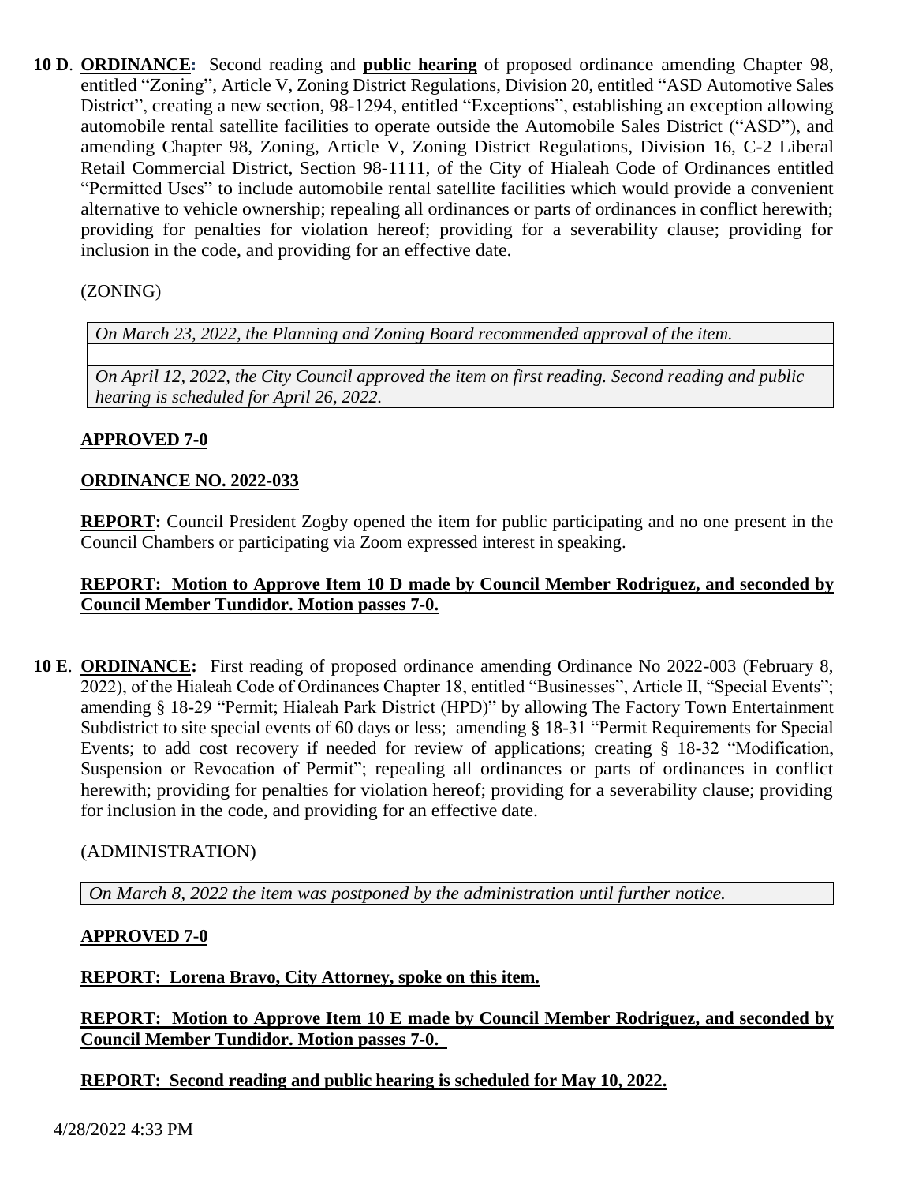**10 D**. **ORDINANCE:** Second reading and **public hearing** of proposed ordinance amending Chapter 98, entitled "Zoning", Article V, Zoning District Regulations, Division 20, entitled "ASD Automotive Sales District", creating a new section, 98-1294, entitled "Exceptions", establishing an exception allowing automobile rental satellite facilities to operate outside the Automobile Sales District ("ASD"), and amending Chapter 98, Zoning, Article V, Zoning District Regulations, Division 16, C-2 Liberal Retail Commercial District, Section 98-1111, of the City of Hialeah Code of Ordinances entitled "Permitted Uses" to include automobile rental satellite facilities which would provide a convenient alternative to vehicle ownership; repealing all ordinances or parts of ordinances in conflict herewith; providing for penalties for violation hereof; providing for a severability clause; providing for inclusion in the code, and providing for an effective date.

(ZONING)

| *On March 23, 2022, the Planning and Zoning Board recommended approval of the item.* |
|---|
| |
| *On April 12, 2022, the City Council approved the item on first reading. Second reading and public hearing is scheduled for April 26, 2022.* |

**APPROVED 7-0**

**ORDINANCE NO. 2022-033**

**REPORT:** Council President Zogby opened the item for public participating and no one present in the Council Chambers or participating via Zoom expressed interest in speaking.

**REPORT: Motion to Approve Item 10 D made by Council Member Rodriguez, and seconded by Council Member Tundidor. Motion passes 7-0.**

**10 E**. **ORDINANCE:** First reading of proposed ordinance amending Ordinance No 2022-003 (February 8, 2022), of the Hialeah Code of Ordinances Chapter 18, entitled "Businesses", Article II, "Special Events"; amending § 18-29 "Permit; Hialeah Park District (HPD)" by allowing The Factory Town Entertainment Subdistrict to site special events of 60 days or less; amending § 18-31 "Permit Requirements for Special Events; to add cost recovery if needed for review of applications; creating § 18-32 "Modification, Suspension or Revocation of Permit"; repealing all ordinances or parts of ordinances in conflict herewith; providing for penalties for violation hereof; providing for a severability clause; providing for inclusion in the code, and providing for an effective date.

(ADMINISTRATION)

| *On March 8, 2022 the item was postponed by the administration until further notice.* |
|---|

**APPROVED 7-0**

**REPORT: Lorena Bravo, City Attorney, spoke on this item.**

**REPORT: Motion to Approve Item 10 E made by Council Member Rodriguez, and seconded by Council Member Tundidor. Motion passes 7-0.**

**REPORT: Second reading and public hearing is scheduled for May 10, 2022.**

4/28/2022 4:33 PM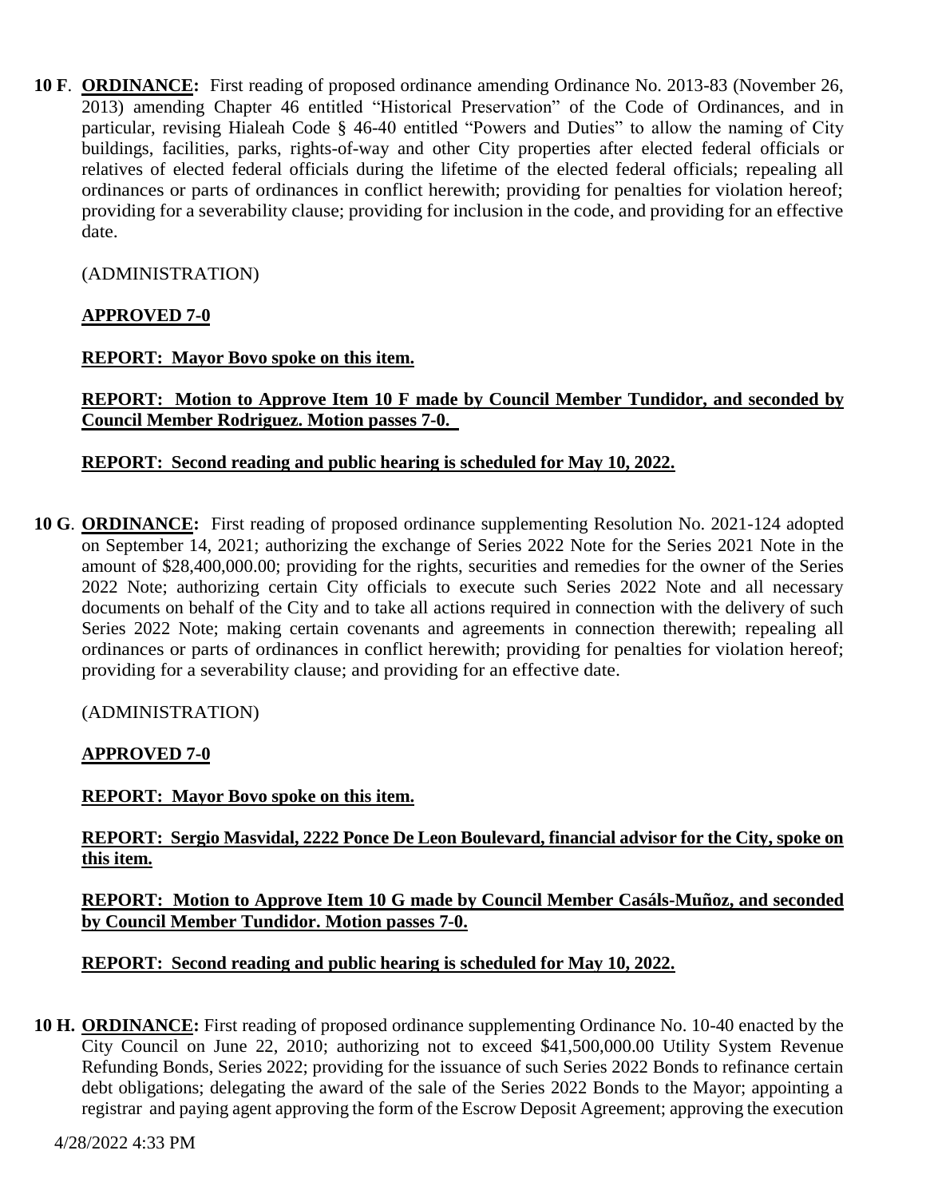**10 F**. **ORDINANCE:** First reading of proposed ordinance amending Ordinance No. 2013-83 (November 26, 2013) amending Chapter 46 entitled "Historical Preservation" of the Code of Ordinances, and in particular, revising Hialeah Code § 46-40 entitled "Powers and Duties" to allow the naming of City buildings, facilities, parks, rights-of-way and other City properties after elected federal officials or relatives of elected federal officials during the lifetime of the elected federal officials; repealing all ordinances or parts of ordinances in conflict herewith; providing for penalties for violation hereof; providing for a severability clause; providing for inclusion in the code, and providing for an effective date.

(ADMINISTRATION)

**APPROVED 7-0**

**REPORT: Mayor Bovo spoke on this item.**

**REPORT: Motion to Approve Item 10 F made by Council Member Tundidor, and seconded by Council Member Rodriguez. Motion passes 7-0.**

**REPORT: Second reading and public hearing is scheduled for May 10, 2022.**

**10 G**. **ORDINANCE:** First reading of proposed ordinance supplementing Resolution No. 2021-124 adopted on September 14, 2021; authorizing the exchange of Series 2022 Note for the Series 2021 Note in the amount of $28,400,000.00; providing for the rights, securities and remedies for the owner of the Series 2022 Note; authorizing certain City officials to execute such Series 2022 Note and all necessary documents on behalf of the City and to take all actions required in connection with the delivery of such Series 2022 Note; making certain covenants and agreements in connection therewith; repealing all ordinances or parts of ordinances in conflict herewith; providing for penalties for violation hereof; providing for a severability clause; and providing for an effective date.

(ADMINISTRATION)

**APPROVED 7-0**

**REPORT: Mayor Bovo spoke on this item.**

**REPORT: Sergio Masvidal, 2222 Ponce De Leon Boulevard, financial advisor for the City, spoke on this item.**

**REPORT: Motion to Approve Item 10 G made by Council Member Casáls-Muñoz, and seconded by Council Member Tundidor. Motion passes 7-0.**

**REPORT: Second reading and public hearing is scheduled for May 10, 2022.**

**10 H. ORDINANCE:** First reading of proposed ordinance supplementing Ordinance No. 10-40 enacted by the City Council on June 22, 2010; authorizing not to exceed $41,500,000.00 Utility System Revenue Refunding Bonds, Series 2022; providing for the issuance of such Series 2022 Bonds to refinance certain debt obligations; delegating the award of the sale of the Series 2022 Bonds to the Mayor; appointing a registrar and paying agent approving the form of the Escrow Deposit Agreement; approving the execution

4/28/2022 4:33 PM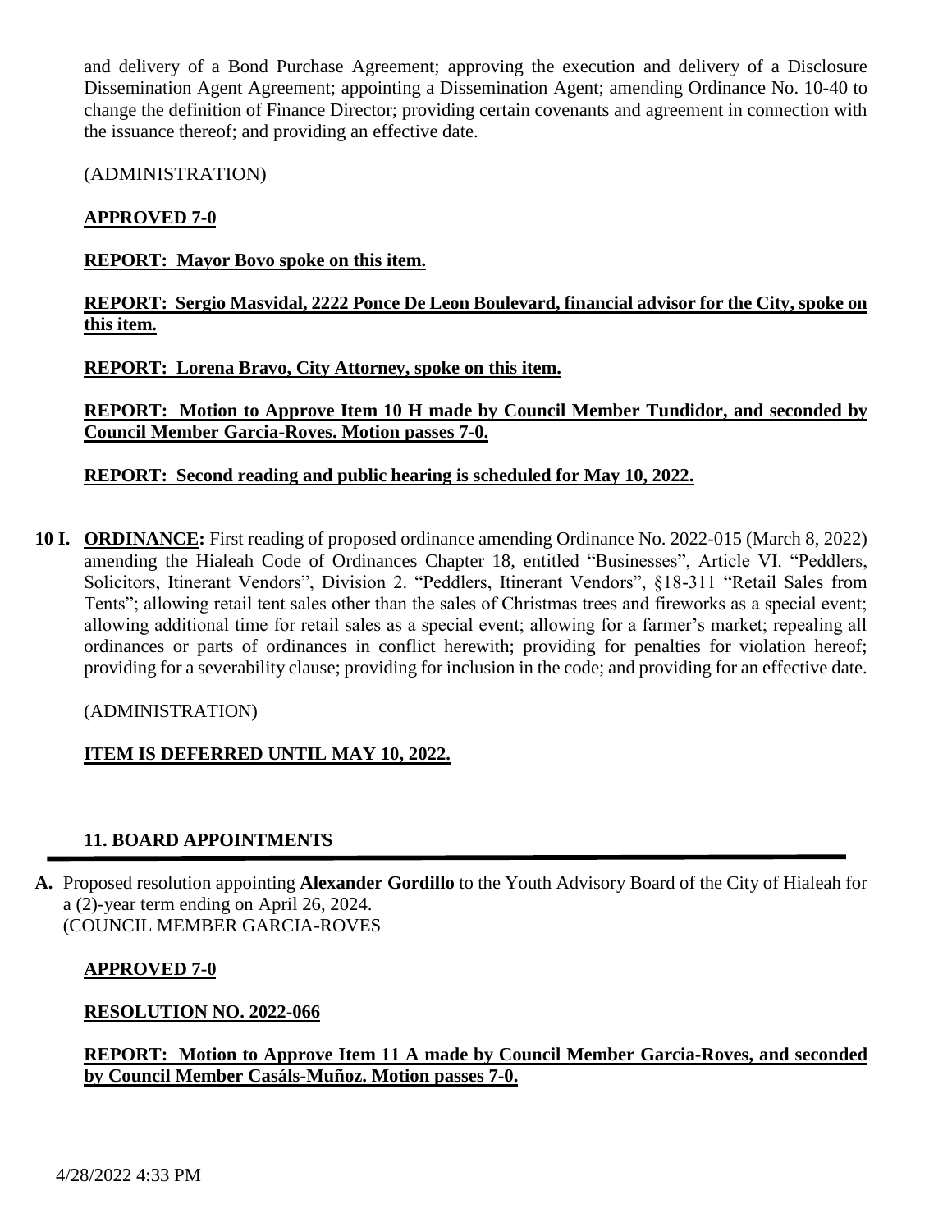and delivery of a Bond Purchase Agreement; approving the execution and delivery of a Disclosure Dissemination Agent Agreement; appointing a Dissemination Agent; amending Ordinance No. 10-40 to change the definition of Finance Director; providing certain covenants and agreement in connection with the issuance thereof; and providing an effective date.

(ADMINISTRATION)

**APPROVED 7-0**

**REPORT: Mayor Bovo spoke on this item.**

**REPORT: Sergio Masvidal, 2222 Ponce De Leon Boulevard, financial advisor for the City, spoke on this item.**

**REPORT: Lorena Bravo, City Attorney, spoke on this item.**

**REPORT: Motion to Approve Item 10 H made by Council Member Tundidor, and seconded by Council Member Garcia-Roves. Motion passes 7-0.**

**REPORT: Second reading and public hearing is scheduled for May 10, 2022.**

**10 I. ORDINANCE:** First reading of proposed ordinance amending Ordinance No. 2022-015 (March 8, 2022) amending the Hialeah Code of Ordinances Chapter 18, entitled "Businesses", Article VI. "Peddlers, Solicitors, Itinerant Vendors", Division 2. "Peddlers, Itinerant Vendors", §18-311 "Retail Sales from Tents"; allowing retail tent sales other than the sales of Christmas trees and fireworks as a special event; allowing additional time for retail sales as a special event; allowing for a farmer's market; repealing all ordinances or parts of ordinances in conflict herewith; providing for penalties for violation hereof; providing for a severability clause; providing for inclusion in the code; and providing for an effective date.

(ADMINISTRATION)

**ITEM IS DEFERRED UNTIL MAY 10, 2022.**

## 11. BOARD APPOINTMENTS

**A.** Proposed resolution appointing **Alexander Gordillo** to the Youth Advisory Board of the City of Hialeah for a (2)-year term ending on April 26, 2024.
(COUNCIL MEMBER GARCIA-ROVES

**APPROVED 7-0**

**RESOLUTION NO. 2022-066**

**REPORT: Motion to Approve Item 11 A made by Council Member Garcia-Roves, and seconded by Council Member Casáls-Muñoz. Motion passes 7-0.**

4/28/2022 4:33 PM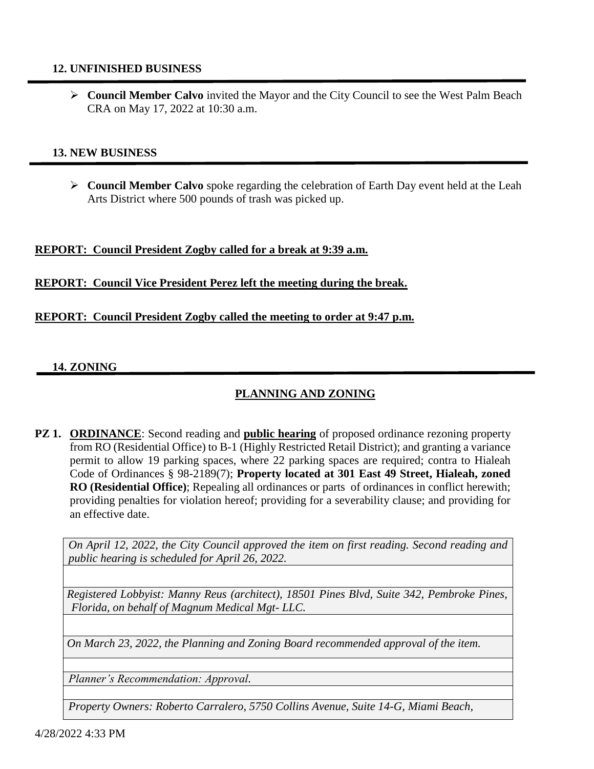## 12. UNFINISHED BUSINESS

- **Council Member Calvo** invited the Mayor and the City Council to see the West Palm Beach CRA on May 17, 2022 at 10:30 a.m.

## 13. NEW BUSINESS

- **Council Member Calvo** spoke regarding the celebration of Earth Day event held at the Leah Arts District where 500 pounds of trash was picked up.

**REPORT: Council President Zogby called for a break at 9:39 a.m.**

**REPORT: Council Vice President Perez left the meeting during the break.**

**REPORT: Council President Zogby called the meeting to order at 9:47 p.m.**

## 14. ZONING

### PLANNING AND ZONING

**PZ 1.** **ORDINANCE**: Second reading and **public hearing** of proposed ordinance rezoning property from RO (Residential Office) to B-1 (Highly Restricted Retail District); and granting a variance permit to allow 19 parking spaces, where 22 parking spaces are required; contra to Hialeah Code of Ordinances § 98-2189(7); **Property located at 301 East 49 Street, Hialeah, zoned RO (Residential Office)**; Repealing all ordinances or parts of ordinances in conflict herewith; providing penalties for violation hereof; providing for a severability clause; and providing for an effective date.

*On April 12, 2022, the City Council approved the item on first reading. Second reading and public hearing is scheduled for April 26, 2022.*

*Registered Lobbyist: Manny Reus (architect), 18501 Pines Blvd, Suite 342, Pembroke Pines, Florida, on behalf of Magnum Medical Mgt- LLC.*

*On March 23, 2022, the Planning and Zoning Board recommended approval of the item.*

*Planner's Recommendation: Approval.*

*Property Owners: Roberto Carralero, 5750 Collins Avenue, Suite 14-G, Miami Beach,*

4/28/2022 4:33 PM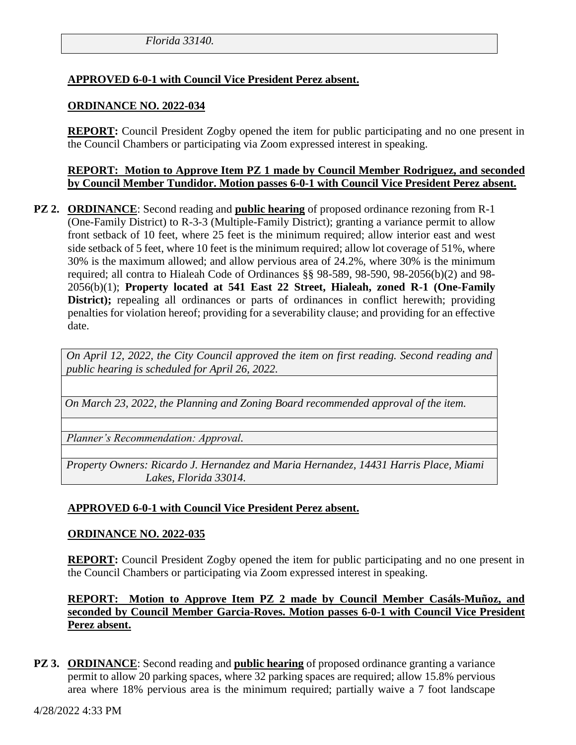| *Florida 33140.* |
|---|

**APPROVED 6-0-1 with Council Vice President Perez absent.**

**ORDINANCE NO. 2022-034**

**REPORT:** Council President Zogby opened the item for public participating and no one present in the Council Chambers or participating via Zoom expressed interest in speaking.

**REPORT: Motion to Approve Item PZ 1 made by Council Member Rodriguez, and seconded by Council Member Tundidor. Motion passes 6-0-1 with Council Vice President Perez absent.**

**PZ 2.** **ORDINANCE**: Second reading and **public hearing** of proposed ordinance rezoning from R-1 (One-Family District) to R-3-3 (Multiple-Family District); granting a variance permit to allow front setback of 10 feet, where 25 feet is the minimum required; allow interior east and west side setback of 5 feet, where 10 feet is the minimum required; allow lot coverage of 51%, where 30% is the maximum allowed; and allow pervious area of 24.2%, where 30% is the minimum required; all contra to Hialeah Code of Ordinances §§ 98-589, 98-590, 98-2056(b)(2) and 98-2056(b)(1); **Property located at 541 East 22 Street, Hialeah, zoned R-1 (One-Family District);** repealing all ordinances or parts of ordinances in conflict herewith; providing penalties for violation hereof; providing for a severability clause; and providing for an effective date.

| *On April 12, 2022, the City Council approved the item on first reading. Second reading and public hearing is scheduled for April 26, 2022.* |
|---|
| |
| *On March 23, 2022, the Planning and Zoning Board recommended approval of the item.* |
| |
| *Planner's Recommendation: Approval.* |
| |
| *Property Owners: Ricardo J. Hernandez and Maria Hernandez, 14431 Harris Place, Miami Lakes, Florida 33014.* |

**APPROVED 6-0-1 with Council Vice President Perez absent.**

**ORDINANCE NO. 2022-035**

**REPORT:** Council President Zogby opened the item for public participating and no one present in the Council Chambers or participating via Zoom expressed interest in speaking.

**REPORT: Motion to Approve Item PZ 2 made by Council Member Casáls-Muñoz, and seconded by Council Member Garcia-Roves. Motion passes 6-0-1 with Council Vice President Perez absent.**

**PZ 3.** **ORDINANCE**: Second reading and **public hearing** of proposed ordinance granting a variance permit to allow 20 parking spaces, where 32 parking spaces are required; allow 15.8% pervious area where 18% pervious area is the minimum required; partially waive a 7 foot landscape

4/28/2022 4:33 PM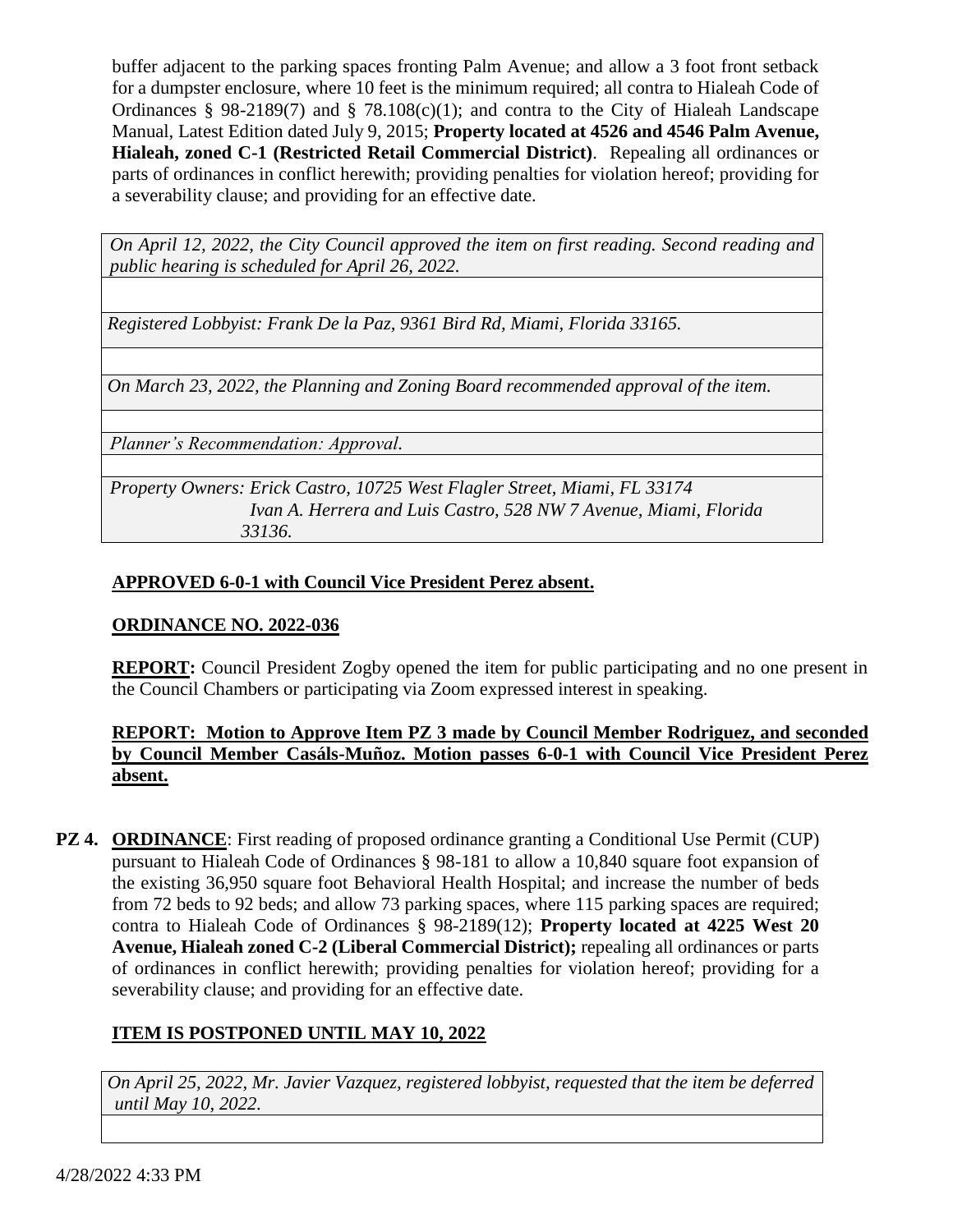buffer adjacent to the parking spaces fronting Palm Avenue; and allow a 3 foot front setback for a dumpster enclosure, where 10 feet is the minimum required; all contra to Hialeah Code of Ordinances § 98-2189(7) and § 78.108(c)(1); and contra to the City of Hialeah Landscape Manual, Latest Edition dated July 9, 2015; **Property located at 4526 and 4546 Palm Avenue, Hialeah, zoned C-1 (Restricted Retail Commercial District)**. Repealing all ordinances or parts of ordinances in conflict herewith; providing penalties for violation hereof; providing for a severability clause; and providing for an effective date.

*On April 12, 2022, the City Council approved the item on first reading. Second reading and public hearing is scheduled for April 26, 2022.*

*Registered Lobbyist: Frank De la Paz, 9361 Bird Rd, Miami, Florida 33165.*

*On March 23, 2022, the Planning and Zoning Board recommended approval of the item.*

*Planner's Recommendation: Approval.*

*Property Owners: Erick Castro, 10725 West Flagler Street, Miami, FL 33174*
*Ivan A. Herrera and Luis Castro, 528 NW 7 Avenue, Miami, Florida 33136.*

**APPROVED 6-0-1 with Council Vice President Perez absent.**

**ORDINANCE NO. 2022-036**

**REPORT:** Council President Zogby opened the item for public participating and no one present in the Council Chambers or participating via Zoom expressed interest in speaking.

**REPORT: Motion to Approve Item PZ 3 made by Council Member Rodriguez, and seconded by Council Member Casáls-Muñoz. Motion passes 6-0-1 with Council Vice President Perez absent.**

**PZ 4. ORDINANCE**: First reading of proposed ordinance granting a Conditional Use Permit (CUP) pursuant to Hialeah Code of Ordinances § 98-181 to allow a 10,840 square foot expansion of the existing 36,950 square foot Behavioral Health Hospital; and increase the number of beds from 72 beds to 92 beds; and allow 73 parking spaces, where 115 parking spaces are required; contra to Hialeah Code of Ordinances § 98-2189(12); **Property located at 4225 West 20 Avenue, Hialeah zoned C-2 (Liberal Commercial District);** repealing all ordinances or parts of ordinances in conflict herewith; providing penalties for violation hereof; providing for a severability clause; and providing for an effective date.

**ITEM IS POSTPONED UNTIL MAY 10, 2022**

*On April 25, 2022, Mr. Javier Vazquez, registered lobbyist, requested that the item be deferred until May 10, 2022.*

4/28/2022 4:33 PM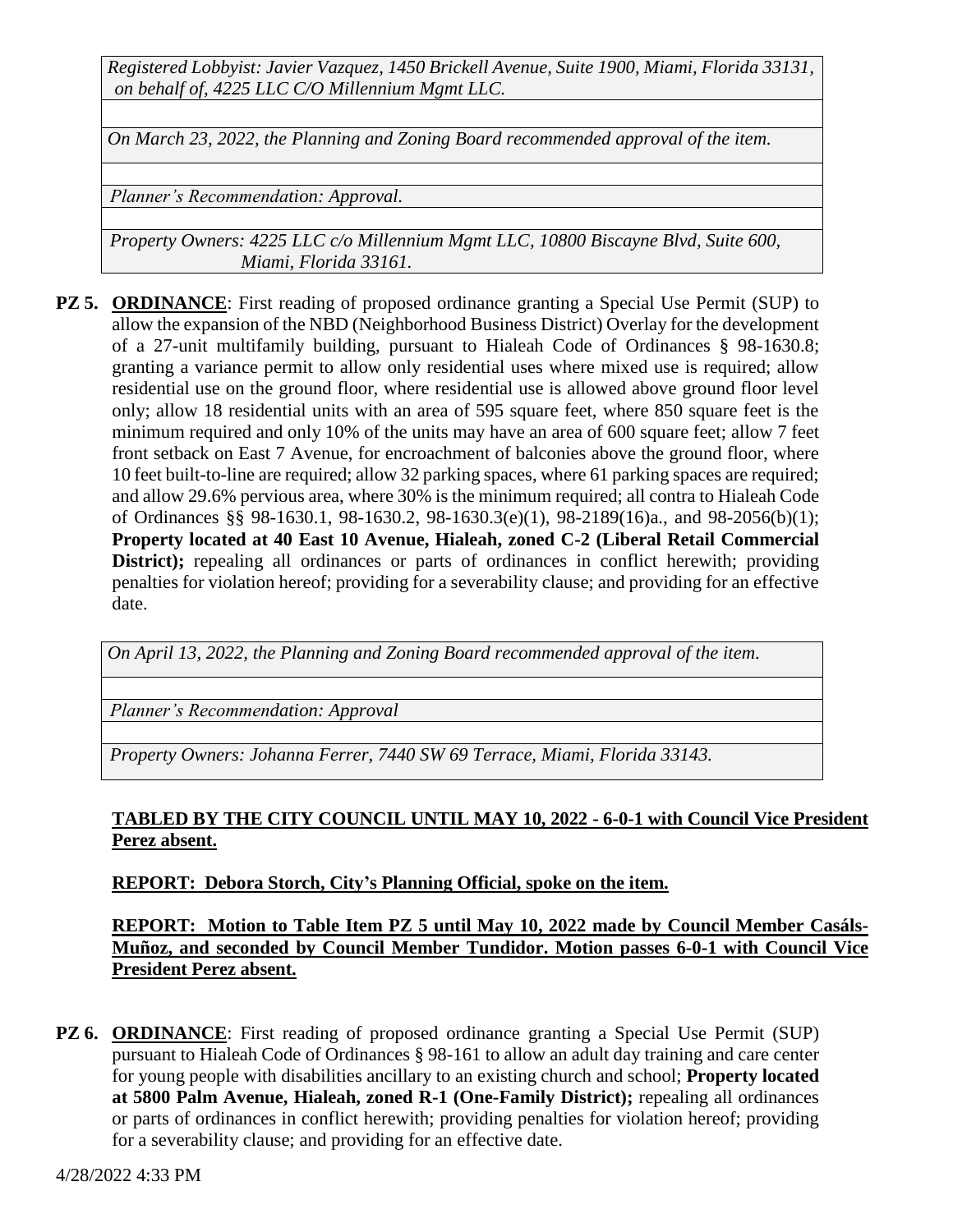*Registered Lobbyist: Javier Vazquez, 1450 Brickell Avenue, Suite 1900, Miami, Florida 33131, on behalf of, 4225 LLC C/O Millennium Mgmt LLC.*

*On March 23, 2022, the Planning and Zoning Board recommended approval of the item.*

*Planner's Recommendation: Approval.*

*Property Owners: 4225 LLC c/o Millennium Mgmt LLC, 10800 Biscayne Blvd, Suite 600, Miami, Florida 33161.*

**PZ 5.** **ORDINANCE**: First reading of proposed ordinance granting a Special Use Permit (SUP) to allow the expansion of the NBD (Neighborhood Business District) Overlay for the development of a 27-unit multifamily building, pursuant to Hialeah Code of Ordinances § 98-1630.8; granting a variance permit to allow only residential uses where mixed use is required; allow residential use on the ground floor, where residential use is allowed above ground floor level only; allow 18 residential units with an area of 595 square feet, where 850 square feet is the minimum required and only 10% of the units may have an area of 600 square feet; allow 7 feet front setback on East 7 Avenue, for encroachment of balconies above the ground floor, where 10 feet built-to-line are required; allow 32 parking spaces, where 61 parking spaces are required; and allow 29.6% pervious area, where 30% is the minimum required; all contra to Hialeah Code of Ordinances §§ 98-1630.1, 98-1630.2, 98-1630.3(e)(1), 98-2189(16)a., and 98-2056(b)(1); **Property located at 40 East 10 Avenue, Hialeah, zoned C-2 (Liberal Retail Commercial District);** repealing all ordinances or parts of ordinances in conflict herewith; providing penalties for violation hereof; providing for a severability clause; and providing for an effective date.

*On April 13, 2022, the Planning and Zoning Board recommended approval of the item.*

*Planner's Recommendation: Approval*

*Property Owners: Johanna Ferrer, 7440 SW 69 Terrace, Miami, Florida 33143.*

**TABLED BY THE CITY COUNCIL UNTIL MAY 10, 2022 - 6-0-1 with Council Vice President Perez absent.**

**REPORT: Debora Storch, City's Planning Official, spoke on the item.**

**REPORT: Motion to Table Item PZ 5 until May 10, 2022 made by Council Member Casáls-Muñoz, and seconded by Council Member Tundidor. Motion passes 6-0-1 with Council Vice President Perez absent.**

**PZ 6.** **ORDINANCE**: First reading of proposed ordinance granting a Special Use Permit (SUP) pursuant to Hialeah Code of Ordinances § 98-161 to allow an adult day training and care center for young people with disabilities ancillary to an existing church and school; **Property located at 5800 Palm Avenue, Hialeah, zoned R-1 (One-Family District);** repealing all ordinances or parts of ordinances in conflict herewith; providing penalties for violation hereof; providing for a severability clause; and providing for an effective date.

4/28/2022 4:33 PM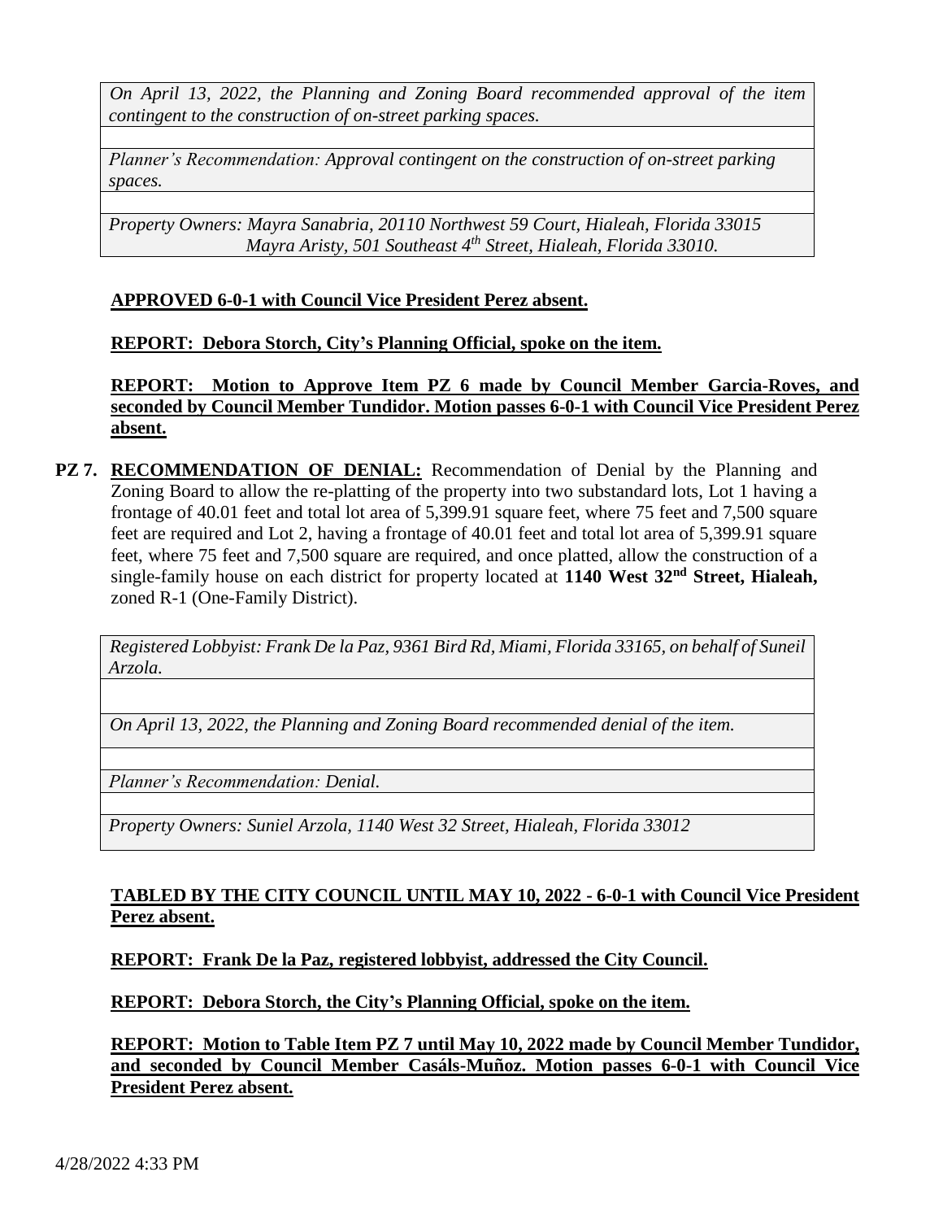*On April 13, 2022, the Planning and Zoning Board recommended approval of the item contingent to the construction of on-street parking spaces.*

*Planner's Recommendation: Approval contingent on the construction of on-street parking spaces.*

*Property Owners: Mayra Sanabria, 20110 Northwest 59 Court, Hialeah, Florida 33015*
*Mayra Aristy, 501 Southeast 4th Street, Hialeah, Florida 33010.*

**APPROVED 6-0-1 with Council Vice President Perez absent.**

**REPORT: Debora Storch, City's Planning Official, spoke on the item.**

**REPORT: Motion to Approve Item PZ 6 made by Council Member Garcia-Roves, and seconded by Council Member Tundidor. Motion passes 6-0-1 with Council Vice President Perez absent.**

**PZ 7. RECOMMENDATION OF DENIAL:** Recommendation of Denial by the Planning and Zoning Board to allow the re-platting of the property into two substandard lots, Lot 1 having a frontage of 40.01 feet and total lot area of 5,399.91 square feet, where 75 feet and 7,500 square feet are required and Lot 2, having a frontage of 40.01 feet and total lot area of 5,399.91 square feet, where 75 feet and 7,500 square are required, and once platted, allow the construction of a single-family house on each district for property located at **1140 West 32nd Street, Hialeah,** zoned R-1 (One-Family District).

*Registered Lobbyist: Frank De la Paz, 9361 Bird Rd, Miami, Florida 33165, on behalf of Suneil Arzola.*

*On April 13, 2022, the Planning and Zoning Board recommended denial of the item.*

*Planner's Recommendation: Denial.*

*Property Owners: Suniel Arzola, 1140 West 32 Street, Hialeah, Florida 33012*

**TABLED BY THE CITY COUNCIL UNTIL MAY 10, 2022 - 6-0-1 with Council Vice President Perez absent.**

**REPORT: Frank De la Paz, registered lobbyist, addressed the City Council.**

**REPORT: Debora Storch, the City's Planning Official, spoke on the item.**

**REPORT: Motion to Table Item PZ 7 until May 10, 2022 made by Council Member Tundidor, and seconded by Council Member Casáls-Muñoz. Motion passes 6-0-1 with Council Vice President Perez absent.**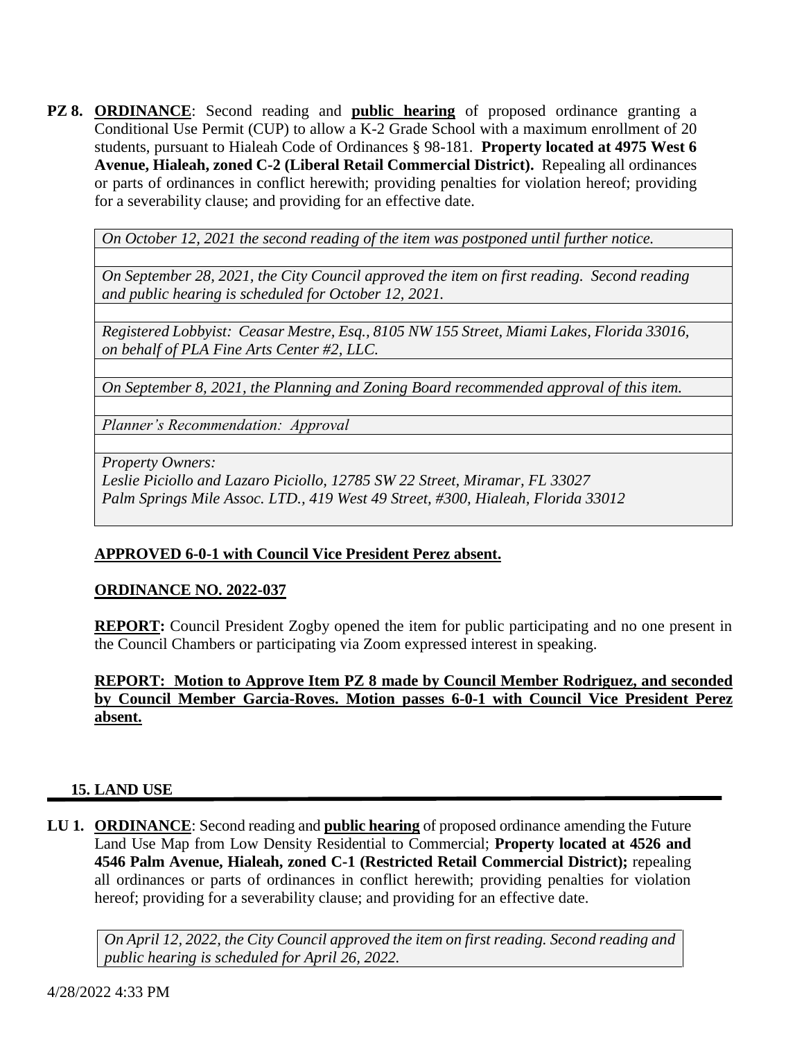**PZ 8.** **<u>ORDINANCE</u>**: Second reading and **<u>public hearing</u>** of proposed ordinance granting a Conditional Use Permit (CUP) to allow a K-2 Grade School with a maximum enrollment of 20 students, pursuant to Hialeah Code of Ordinances § 98-181. **Property located at 4975 West 6 Avenue, Hialeah, zoned C-2 (Liberal Retail Commercial District).** Repealing all ordinances or parts of ordinances in conflict herewith; providing penalties for violation hereof; providing for a severability clause; and providing for an effective date.

*On October 12, 2021 the second reading of the item was postponed until further notice.*

*On September 28, 2021, the City Council approved the item on first reading. Second reading and public hearing is scheduled for October 12, 2021.*

*Registered Lobbyist: Ceasar Mestre, Esq., 8105 NW 155 Street, Miami Lakes, Florida 33016, on behalf of PLA Fine Arts Center #2, LLC.*

*On September 8, 2021, the Planning and Zoning Board recommended approval of this item.*

*Planner's Recommendation: Approval*

*Property Owners:*
*Leslie Piciollo and Lazaro Piciollo, 12785 SW 22 Street, Miramar, FL 33027*
*Palm Springs Mile Assoc. LTD., 419 West 49 Street, #300, Hialeah, Florida 33012*

**<u>APPROVED 6-0-1 with Council Vice President Perez absent.</u>**

**<u>ORDINANCE NO. 2022-037</u>**

**<u>REPORT:</u>** Council President Zogby opened the item for public participating and no one present in the Council Chambers or participating via Zoom expressed interest in speaking.

**<u>REPORT: Motion to Approve Item PZ 8 made by Council Member Rodriguez, and seconded by Council Member Garcia-Roves. Motion passes 6-0-1 with Council Vice President Perez absent.</u>**

## 15. LAND USE

**LU 1.** **<u>ORDINANCE</u>**: Second reading and **<u>public hearing</u>** of proposed ordinance amending the Future Land Use Map from Low Density Residential to Commercial; **Property located at 4526 and 4546 Palm Avenue, Hialeah, zoned C-1 (Restricted Retail Commercial District);** repealing all ordinances or parts of ordinances in conflict herewith; providing penalties for violation hereof; providing for a severability clause; and providing for an effective date.

*On April 12, 2022, the City Council approved the item on first reading. Second reading and public hearing is scheduled for April 26, 2022.*

4/28/2022 4:33 PM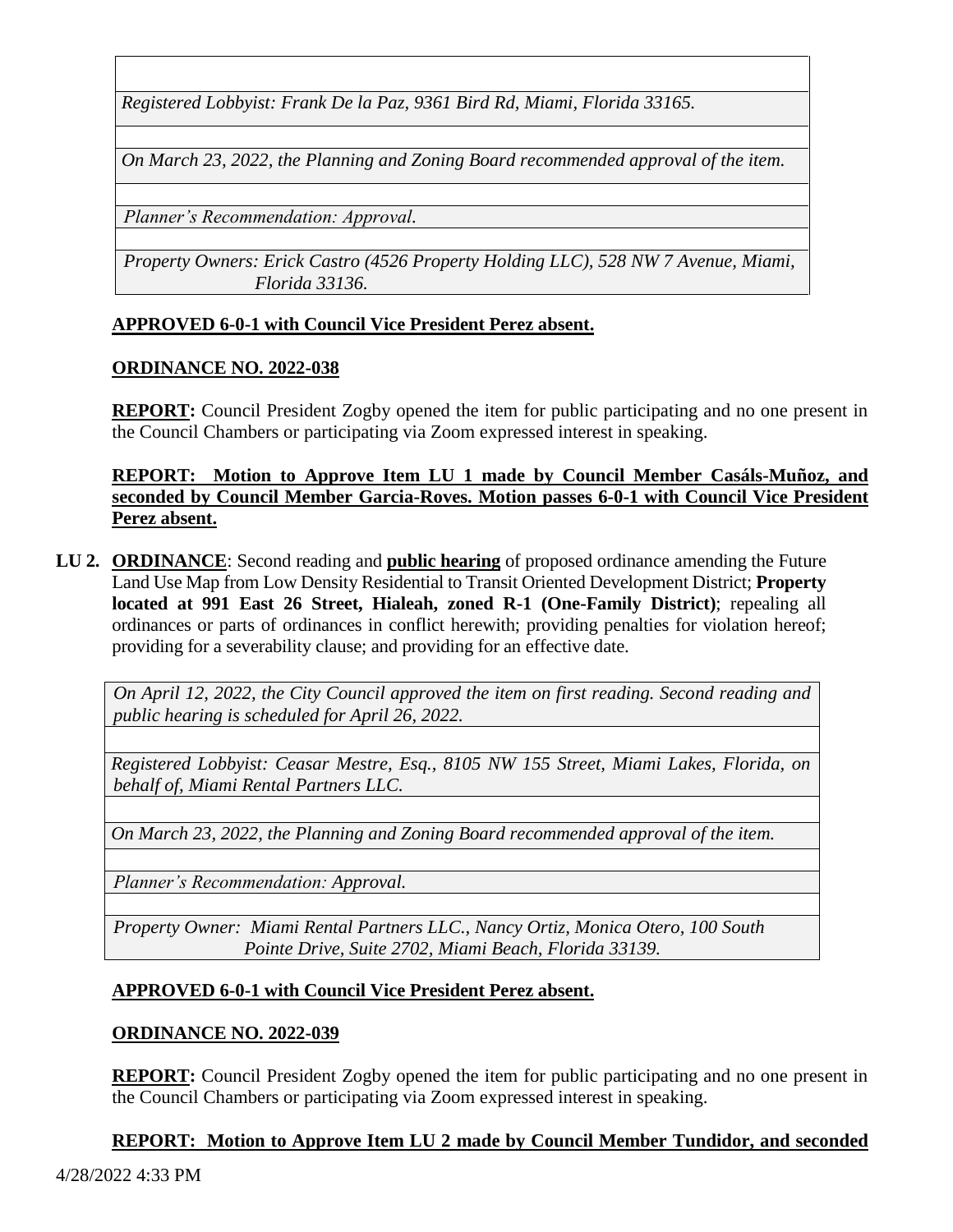*Registered Lobbyist: Frank De la Paz, 9361 Bird Rd, Miami, Florida 33165.*

*On March 23, 2022, the Planning and Zoning Board recommended approval of the item.*

*Planner's Recommendation: Approval.*

*Property Owners: Erick Castro (4526 Property Holding LLC), 528 NW 7 Avenue, Miami, Florida 33136.*

**APPROVED 6-0-1 with Council Vice President Perez absent.**

**ORDINANCE NO. 2022-038**

**REPORT:** Council President Zogby opened the item for public participating and no one present in the Council Chambers or participating via Zoom expressed interest in speaking.

**REPORT: Motion to Approve Item LU 1 made by Council Member Casáls-Muñoz, and seconded by Council Member Garcia-Roves. Motion passes 6-0-1 with Council Vice President Perez absent.**

**LU 2. ORDINANCE**: Second reading and **public hearing** of proposed ordinance amending the Future Land Use Map from Low Density Residential to Transit Oriented Development District; **Property located at 991 East 26 Street, Hialeah, zoned R-1 (One-Family District)**; repealing all ordinances or parts of ordinances in conflict herewith; providing penalties for violation hereof; providing for a severability clause; and providing for an effective date.

*On April 12, 2022, the City Council approved the item on first reading. Second reading and public hearing is scheduled for April 26, 2022.*

*Registered Lobbyist: Ceasar Mestre, Esq., 8105 NW 155 Street, Miami Lakes, Florida, on behalf of, Miami Rental Partners LLC.*

*On March 23, 2022, the Planning and Zoning Board recommended approval of the item.*

*Planner's Recommendation: Approval.*

*Property Owner: Miami Rental Partners LLC., Nancy Ortiz, Monica Otero, 100 South Pointe Drive, Suite 2702, Miami Beach, Florida 33139.*

**APPROVED 6-0-1 with Council Vice President Perez absent.**

**ORDINANCE NO. 2022-039**

**REPORT:** Council President Zogby opened the item for public participating and no one present in the Council Chambers or participating via Zoom expressed interest in speaking.

**REPORT: Motion to Approve Item LU 2 made by Council Member Tundidor, and seconded**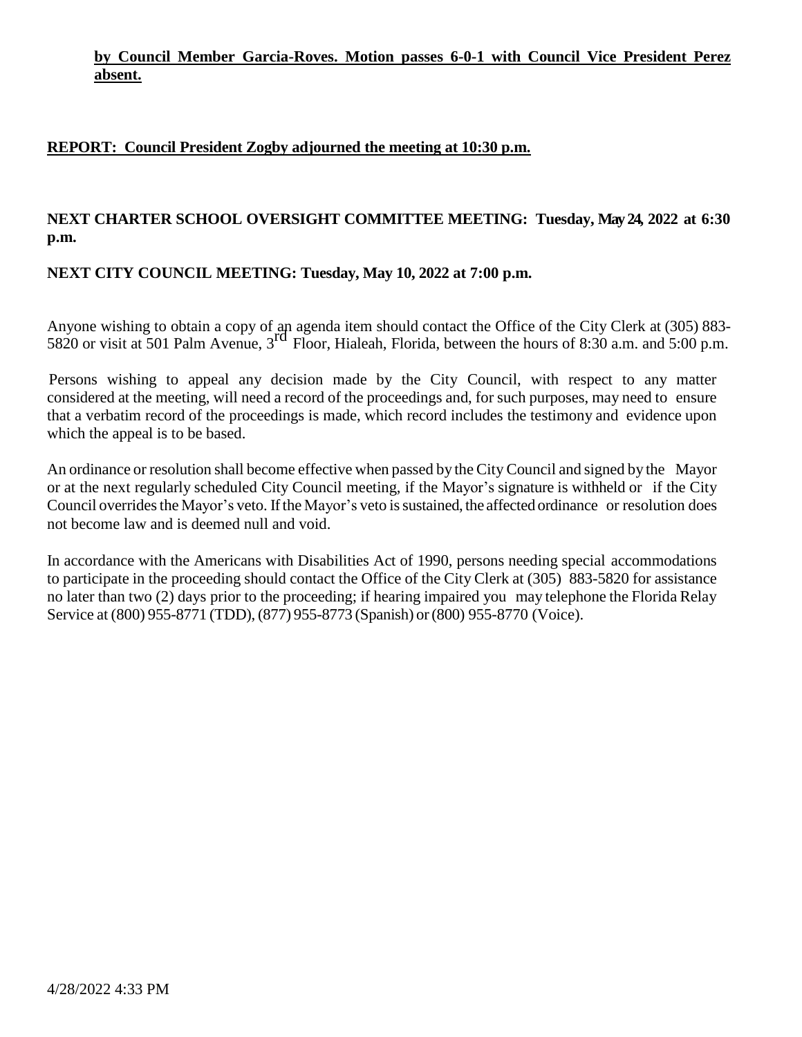**by Council Member Garcia-Roves. Motion passes 6-0-1 with Council Vice President Perez absent.**

**REPORT: Council President Zogby adjourned the meeting at 10:30 p.m.**

**NEXT CHARTER SCHOOL OVERSIGHT COMMITTEE MEETING: Tuesday, May 24, 2022 at 6:30 p.m.**

**NEXT CITY COUNCIL MEETING: Tuesday, May 10, 2022 at 7:00 p.m.**

Anyone wishing to obtain a copy of an agenda item should contact the Office of the City Clerk at (305) 883-5820 or visit at 501 Palm Avenue, 3rd Floor, Hialeah, Florida, between the hours of 8:30 a.m. and 5:00 p.m.

Persons wishing to appeal any decision made by the City Council, with respect to any matter considered at the meeting, will need a record of the proceedings and, for such purposes, may need to ensure that a verbatim record of the proceedings is made, which record includes the testimony and evidence upon which the appeal is to be based.

An ordinance or resolution shall become effective when passed by the City Council and signed by the Mayor or at the next regularly scheduled City Council meeting, if the Mayor's signature is withheld or if the City Council overrides the Mayor's veto. If the Mayor's veto is sustained, the affected ordinance or resolution does not become law and is deemed null and void.

In accordance with the Americans with Disabilities Act of 1990, persons needing special accommodations to participate in the proceeding should contact the Office of the City Clerk at (305) 883-5820 for assistance no later than two (2) days prior to the proceeding; if hearing impaired you may telephone the Florida Relay Service at (800) 955-8771 (TDD), (877) 955-8773 (Spanish) or (800) 955-8770 (Voice).

4/28/2022 4:33 PM